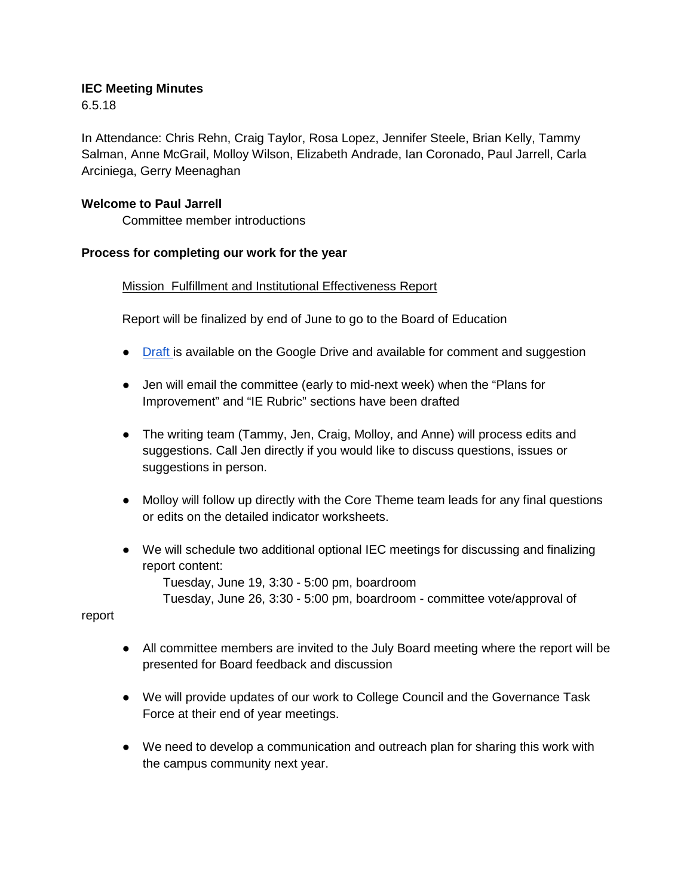**IEC Meeting Minutes**

6.5.18

In Attendance: Chris Rehn, Craig Taylor, Rosa Lopez, Jennifer Steele, Brian Kelly, Tammy Salman, Anne McGrail, Molloy Wilson, Elizabeth Andrade, Ian Coronado, Paul Jarrell, Carla Arciniega, Gerry Meenaghan

**Welcome to Paul Jarrell**

Committee member introductions

**Process for completing our work for the year**

Mission Fulfillment and Institutional Effectiveness Report

Report will be finalized by end of June to go to the Board of Education

- Draft is available on the Google Drive and available for comment and suggestion
- Jen will email the committee (early to mid-next week) when the "Plans for Improvement" and "IE Rubric" sections have been drafted
- The writing team (Tammy, Jen, Craig, Molloy, and Anne) will process edits and suggestions. Call Jen directly if you would like to discuss questions, issues or suggestions in person.
- Molloy will follow up directly with the Core Theme team leads for any final questions or edits on the detailed indicator worksheets.
- We will schedule two additional optional IEC meetings for discussing and finalizing report content:

  Tuesday, June 19, 3:30 - 5:00 pm, boardroom

  Tuesday, June 26, 3:30 - 5:00 pm, boardroom - committee vote/approval of report
- All committee members are invited to the July Board meeting where the report will be presented for Board feedback and discussion
- We will provide updates of our work to College Council and the Governance Task Force at their end of year meetings.
- We need to develop a communication and outreach plan for sharing this work with the campus community next year.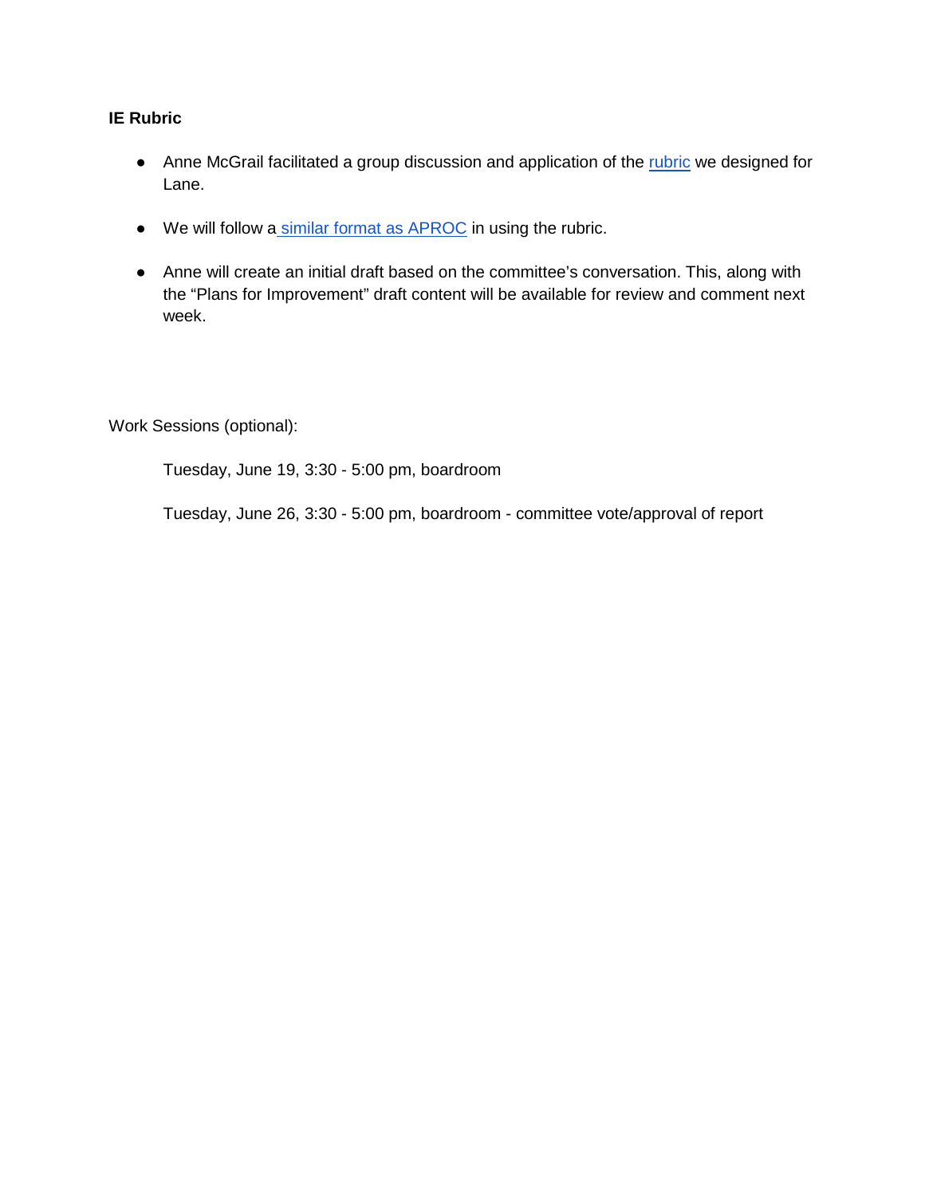**IE Rubric**

- Anne McGrail facilitated a group discussion and application of the rubric we designed for Lane.
- We will follow a similar format as APROC in using the rubric.
- Anne will create an initial draft based on the committee's conversation. This, along with the "Plans for Improvement" draft content will be available for review and comment next week.

Work Sessions (optional):

Tuesday, June 19, 3:30 - 5:00 pm, boardroom

Tuesday, June 26, 3:30 - 5:00 pm, boardroom - committee vote/approval of report